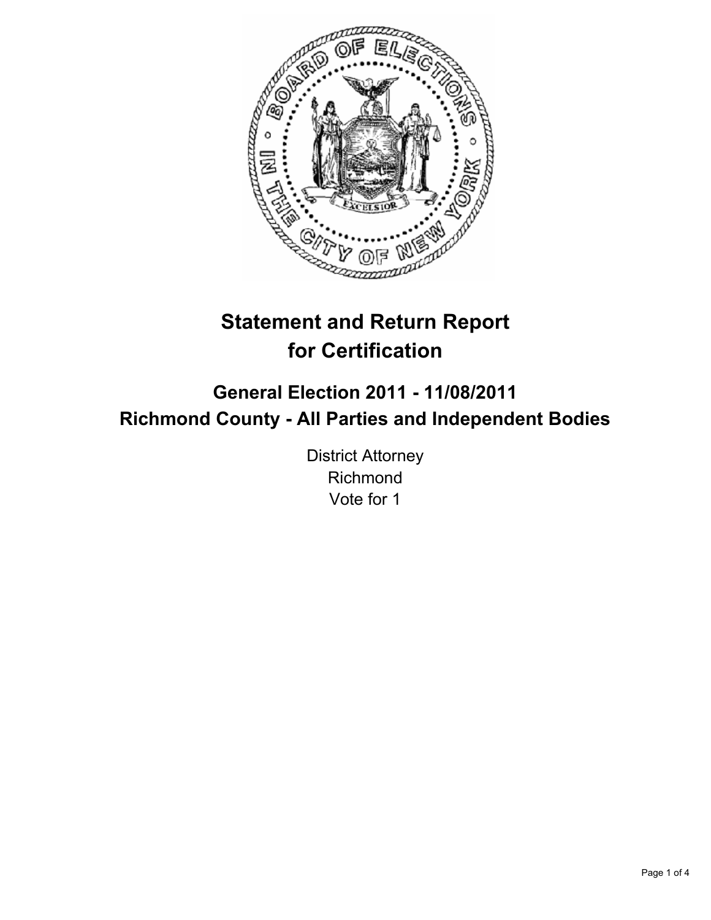# Statement and Return Report for Certification

## General Election 2011 - 11/08/2011
## Richmond County - All Parties and Independent Bodies

District Attorney
Richmond
Vote for 1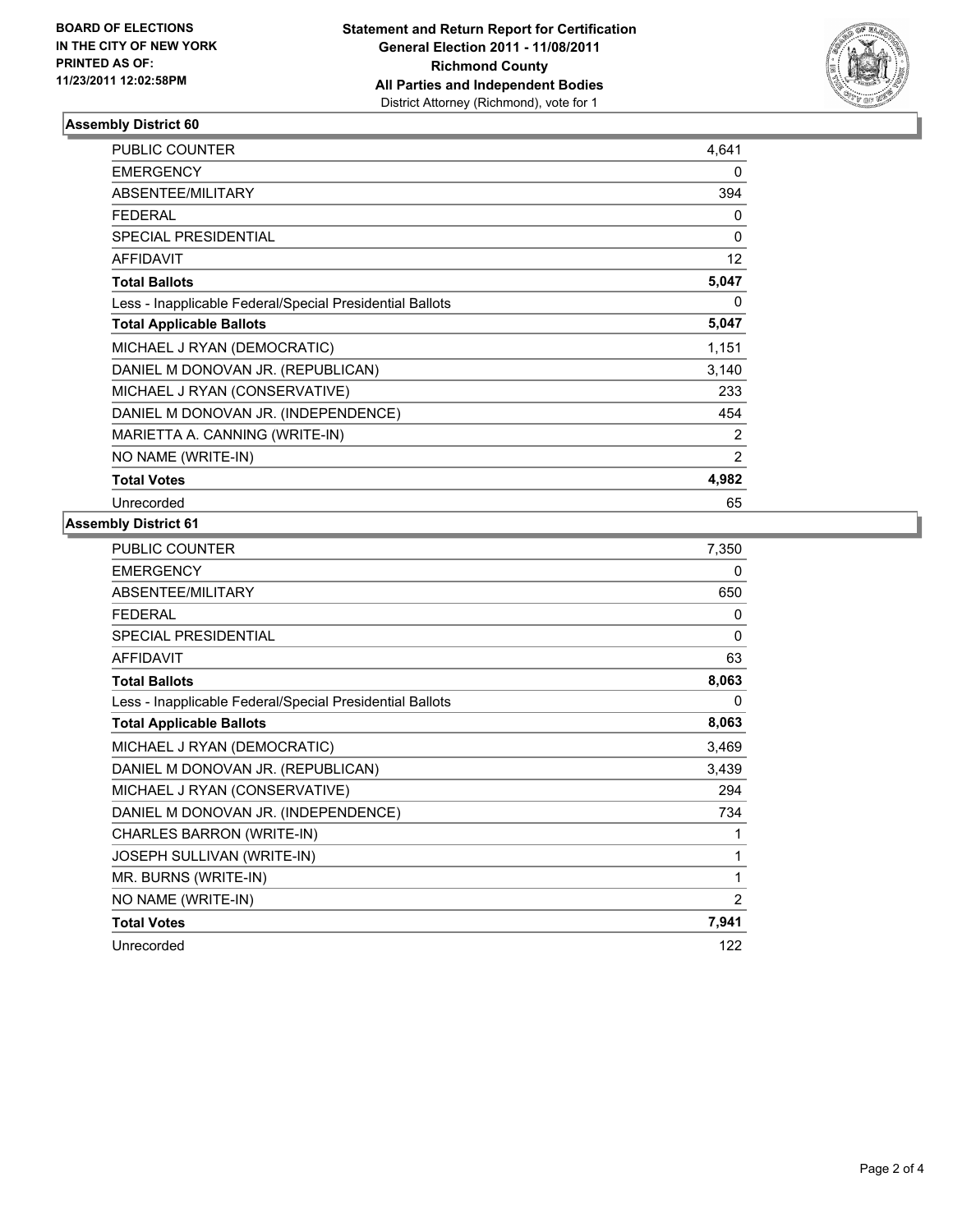BOARD OF ELECTIONS
IN THE CITY OF NEW YORK
PRINTED AS OF:
11/23/2011 12:02:58PM

**Statement and Return Report for Certification**
**General Election 2011 - 11/08/2011**
**Richmond County**
**All Parties and Independent Bodies**
District Attorney (Richmond), vote for 1

### Assembly District 60

| | |
|---|---|
| PUBLIC COUNTER | 4,641 |
| EMERGENCY | 0 |
| ABSENTEE/MILITARY | 394 |
| FEDERAL | 0 |
| SPECIAL PRESIDENTIAL | 0 |
| AFFIDAVIT | 12 |
| **Total Ballots** | **5,047** |
| Less - Inapplicable Federal/Special Presidential Ballots | 0 |
| **Total Applicable Ballots** | **5,047** |
| MICHAEL J RYAN (DEMOCRATIC) | 1,151 |
| DANIEL M DONOVAN JR. (REPUBLICAN) | 3,140 |
| MICHAEL J RYAN (CONSERVATIVE) | 233 |
| DANIEL M DONOVAN JR. (INDEPENDENCE) | 454 |
| MARIETTA A. CANNING (WRITE-IN) | 2 |
| NO NAME (WRITE-IN) | 2 |
| **Total Votes** | **4,982** |
| Unrecorded | 65 |

### Assembly District 61

| | |
|---|---|
| PUBLIC COUNTER | 7,350 |
| EMERGENCY | 0 |
| ABSENTEE/MILITARY | 650 |
| FEDERAL | 0 |
| SPECIAL PRESIDENTIAL | 0 |
| AFFIDAVIT | 63 |
| **Total Ballots** | **8,063** |
| Less - Inapplicable Federal/Special Presidential Ballots | 0 |
| **Total Applicable Ballots** | **8,063** |
| MICHAEL J RYAN (DEMOCRATIC) | 3,469 |
| DANIEL M DONOVAN JR. (REPUBLICAN) | 3,439 |
| MICHAEL J RYAN (CONSERVATIVE) | 294 |
| DANIEL M DONOVAN JR. (INDEPENDENCE) | 734 |
| CHARLES BARRON (WRITE-IN) | 1 |
| JOSEPH SULLIVAN (WRITE-IN) | 1 |
| MR. BURNS (WRITE-IN) | 1 |
| NO NAME (WRITE-IN) | 2 |
| **Total Votes** | **7,941** |
| Unrecorded | 122 |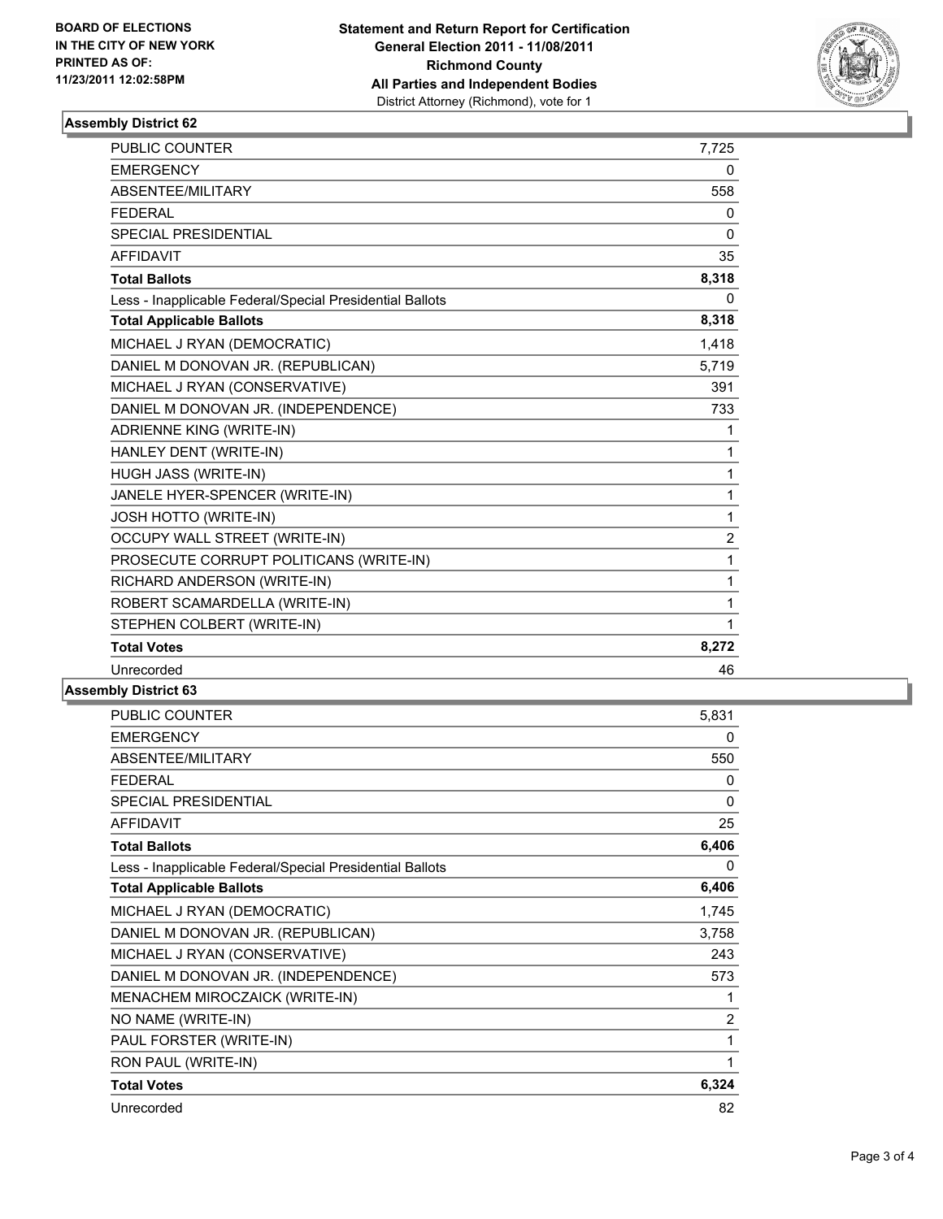BOARD OF ELECTIONS
IN THE CITY OF NEW YORK
PRINTED AS OF:
11/23/2011 12:02:58PM

**Statement and Return Report for Certification**
**General Election 2011 - 11/08/2011**
**Richmond County**
**All Parties and Independent Bodies**
District Attorney (Richmond), vote for 1

### Assembly District 62

| | |
|---|---|
| PUBLIC COUNTER | 7,725 |
| EMERGENCY | 0 |
| ABSENTEE/MILITARY | 558 |
| FEDERAL | 0 |
| SPECIAL PRESIDENTIAL | 0 |
| AFFIDAVIT | 35 |
| **Total Ballots** | **8,318** |
| Less - Inapplicable Federal/Special Presidential Ballots | 0 |
| **Total Applicable Ballots** | **8,318** |
| MICHAEL J RYAN (DEMOCRATIC) | 1,418 |
| DANIEL M DONOVAN JR. (REPUBLICAN) | 5,719 |
| MICHAEL J RYAN (CONSERVATIVE) | 391 |
| DANIEL M DONOVAN JR. (INDEPENDENCE) | 733 |
| ADRIENNE KING (WRITE-IN) | 1 |
| HANLEY DENT (WRITE-IN) | 1 |
| HUGH JASS (WRITE-IN) | 1 |
| JANELE HYER-SPENCER (WRITE-IN) | 1 |
| JOSH HOTTO (WRITE-IN) | 1 |
| OCCUPY WALL STREET (WRITE-IN) | 2 |
| PROSECUTE CORRUPT POLITICANS (WRITE-IN) | 1 |
| RICHARD ANDERSON (WRITE-IN) | 1 |
| ROBERT SCAMARDELLA (WRITE-IN) | 1 |
| STEPHEN COLBERT (WRITE-IN) | 1 |
| **Total Votes** | **8,272** |
| Unrecorded | 46 |

### Assembly District 63

| | |
|---|---|
| PUBLIC COUNTER | 5,831 |
| EMERGENCY | 0 |
| ABSENTEE/MILITARY | 550 |
| FEDERAL | 0 |
| SPECIAL PRESIDENTIAL | 0 |
| AFFIDAVIT | 25 |
| **Total Ballots** | **6,406** |
| Less - Inapplicable Federal/Special Presidential Ballots | 0 |
| **Total Applicable Ballots** | **6,406** |
| MICHAEL J RYAN (DEMOCRATIC) | 1,745 |
| DANIEL M DONOVAN JR. (REPUBLICAN) | 3,758 |
| MICHAEL J RYAN (CONSERVATIVE) | 243 |
| DANIEL M DONOVAN JR. (INDEPENDENCE) | 573 |
| MENACHEM MIROCZAICK (WRITE-IN) | 1 |
| NO NAME (WRITE-IN) | 2 |
| PAUL FORSTER (WRITE-IN) | 1 |
| RON PAUL (WRITE-IN) | 1 |
| **Total Votes** | **6,324** |
| Unrecorded | 82 |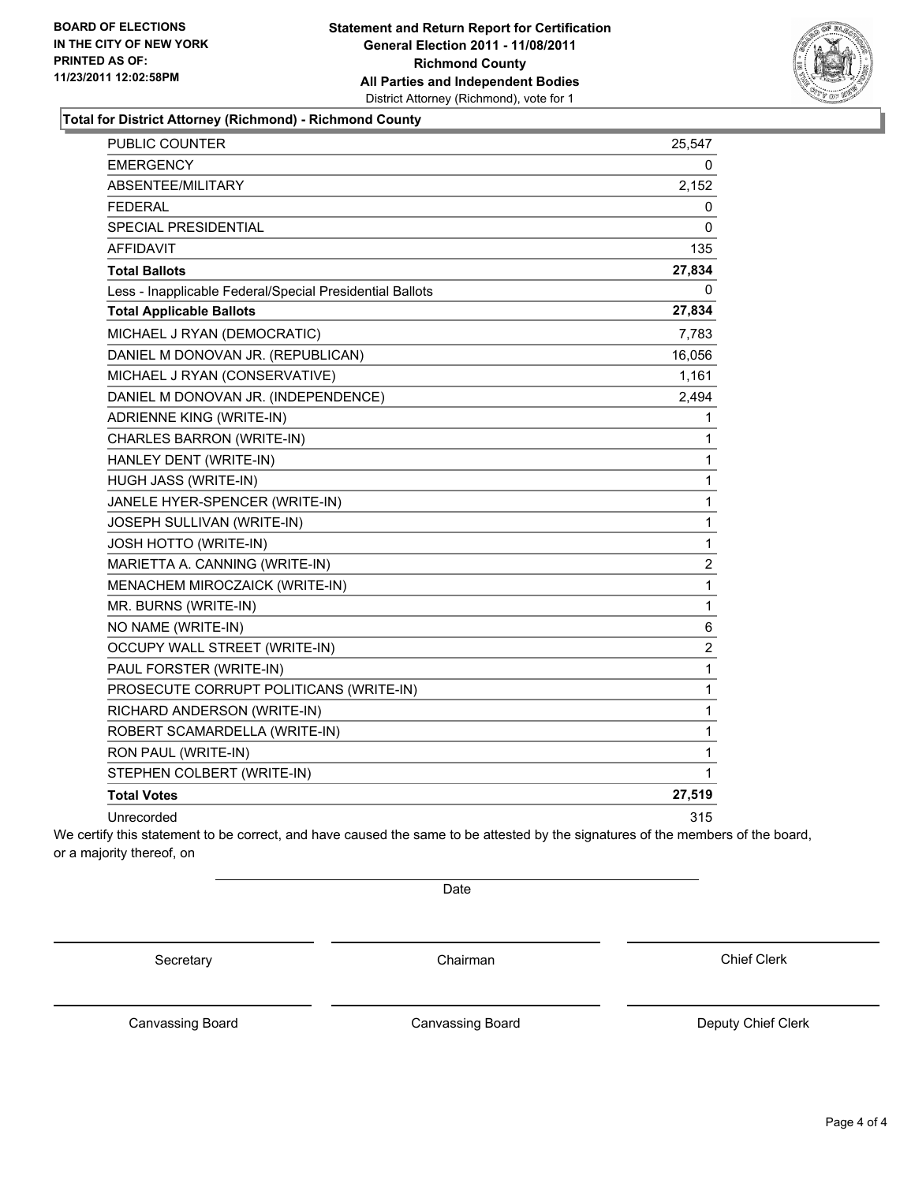BOARD OF ELECTIONS
IN THE CITY OF NEW YORK
PRINTED AS OF:
11/23/2011 12:02:58PM

**Statement and Return Report for Certification**
**General Election 2011 - 11/08/2011**
**Richmond County**
**All Parties and Independent Bodies**
District Attorney (Richmond), vote for 1

**Total for District Attorney (Richmond) - Richmond County**

| | |
|---|---|
| PUBLIC COUNTER | 25,547 |
| EMERGENCY | 0 |
| ABSENTEE/MILITARY | 2,152 |
| FEDERAL | 0 |
| SPECIAL PRESIDENTIAL | 0 |
| AFFIDAVIT | 135 |
| **Total Ballots** | **27,834** |
| Less - Inapplicable Federal/Special Presidential Ballots | 0 |
| **Total Applicable Ballots** | **27,834** |
| MICHAEL J RYAN (DEMOCRATIC) | 7,783 |
| DANIEL M DONOVAN JR. (REPUBLICAN) | 16,056 |
| MICHAEL J RYAN (CONSERVATIVE) | 1,161 |
| DANIEL M DONOVAN JR. (INDEPENDENCE) | 2,494 |
| ADRIENNE KING (WRITE-IN) | 1 |
| CHARLES BARRON (WRITE-IN) | 1 |
| HANLEY DENT (WRITE-IN) | 1 |
| HUGH JASS (WRITE-IN) | 1 |
| JANELE HYER-SPENCER (WRITE-IN) | 1 |
| JOSEPH SULLIVAN (WRITE-IN) | 1 |
| JOSH HOTTO (WRITE-IN) | 1 |
| MARIETTA A. CANNING (WRITE-IN) | 2 |
| MENACHEM MIROCZAICK (WRITE-IN) | 1 |
| MR. BURNS (WRITE-IN) | 1 |
| NO NAME (WRITE-IN) | 6 |
| OCCUPY WALL STREET (WRITE-IN) | 2 |
| PAUL FORSTER (WRITE-IN) | 1 |
| PROSECUTE CORRUPT POLITICANS (WRITE-IN) | 1 |
| RICHARD ANDERSON (WRITE-IN) | 1 |
| ROBERT SCAMARDELLA (WRITE-IN) | 1 |
| RON PAUL (WRITE-IN) | 1 |
| STEPHEN COLBERT (WRITE-IN) | 1 |
| **Total Votes** | **27,519** |
| Unrecorded | 315 |

We certify this statement to be correct, and have caused the same to be attested by the signatures of the members of the board, or a majority thereof, on

Date

Secretary

Chairman

Chief Clerk

Canvassing Board

Canvassing Board

Deputy Chief Clerk